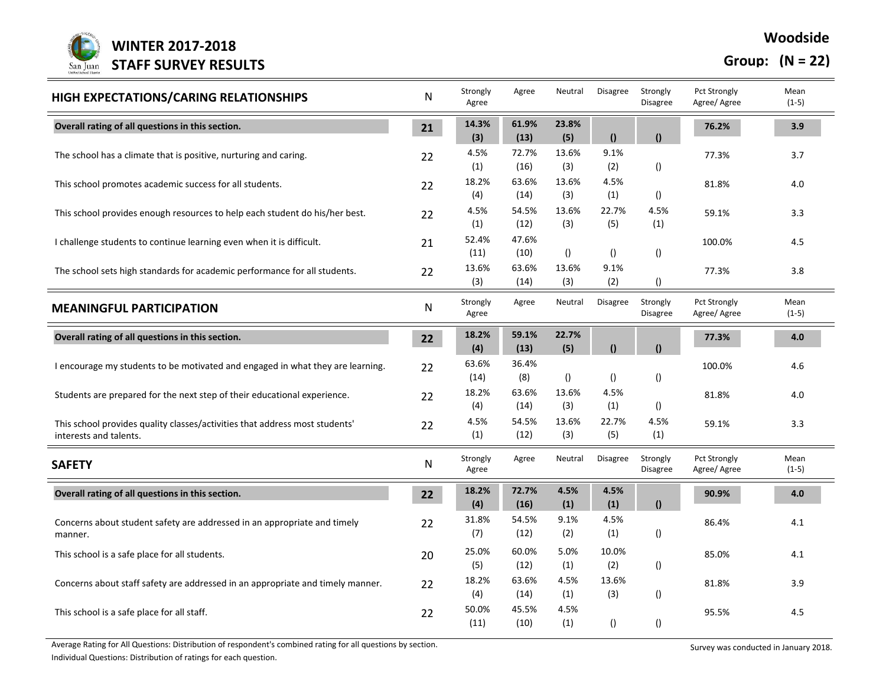# WINTER 2017-2018 STAFF SURVEY RESULTS

**Woodside**

**Group: (N = 22)**

## HIGH EXPECTATIONS/CARING RELATIONSHIPS

| | N | Strongly Agree | Agree | Neutral | Disagree | Strongly Disagree | Pct Strongly Agree/ Agree | Mean (1-5) |
|---|---|---|---|---|---|---|---|---|
| **Overall rating of all questions in this section.** | **21** | **14.3% (3)** | **61.9% (13)** | **23.8% (5)** | **()** | **()** | **76.2%** | **3.9** |
| The school has a climate that is positive, nurturing and caring. | 22 | 4.5% (1) | 72.7% (16) | 13.6% (3) | 9.1% (2) | () | 77.3% | 3.7 |
| This school promotes academic success for all students. | 22 | 18.2% (4) | 63.6% (14) | 13.6% (3) | 4.5% (1) | () | 81.8% | 4.0 |
| This school provides enough resources to help each student do his/her best. | 22 | 4.5% (1) | 54.5% (12) | 13.6% (3) | 22.7% (5) | 4.5% (1) | 59.1% | 3.3 |
| I challenge students to continue learning even when it is difficult. | 21 | 52.4% (11) | 47.6% (10) | () | () | () | 100.0% | 4.5 |
| The school sets high standards for academic performance for all students. | 22 | 13.6% (3) | 63.6% (14) | 13.6% (3) | 9.1% (2) | () | 77.3% | 3.8 |

## MEANINGFUL PARTICIPATION

| | N | Strongly Agree | Agree | Neutral | Disagree | Strongly Disagree | Pct Strongly Agree/ Agree | Mean (1-5) |
|---|---|---|---|---|---|---|---|---|
| **Overall rating of all questions in this section.** | **22** | **18.2% (4)** | **59.1% (13)** | **22.7% (5)** | **()** | **()** | **77.3%** | **4.0** |
| I encourage my students to be motivated and engaged in what they are learning. | 22 | 63.6% (14) | 36.4% (8) | () | () | () | 100.0% | 4.6 |
| Students are prepared for the next step of their educational experience. | 22 | 18.2% (4) | 63.6% (14) | 13.6% (3) | 4.5% (1) | () | 81.8% | 4.0 |
| This school provides quality classes/activities that address most students' interests and talents. | 22 | 4.5% (1) | 54.5% (12) | 13.6% (3) | 22.7% (5) | 4.5% (1) | 59.1% | 3.3 |

## SAFETY

| | N | Strongly Agree | Agree | Neutral | Disagree | Strongly Disagree | Pct Strongly Agree/ Agree | Mean (1-5) |
|---|---|---|---|---|---|---|---|---|
| **Overall rating of all questions in this section.** | **22** | **18.2% (4)** | **72.7% (16)** | **4.5% (1)** | **4.5% (1)** | **()** | **90.9%** | **4.0** |
| Concerns about student safety are addressed in an appropriate and timely manner. | 22 | 31.8% (7) | 54.5% (12) | 9.1% (2) | 4.5% (1) | () | 86.4% | 4.1 |
| This school is a safe place for all students. | 20 | 25.0% (5) | 60.0% (12) | 5.0% (1) | 10.0% (2) | () | 85.0% | 4.1 |
| Concerns about staff safety are addressed in an appropriate and timely manner. | 22 | 18.2% (4) | 63.6% (14) | 4.5% (1) | 13.6% (3) | () | 81.8% | 3.9 |
| This school is a safe place for all staff. | 22 | 50.0% (11) | 45.5% (10) | 4.5% (1) | () | () | 95.5% | 4.5 |

Average Rating for All Questions: Distribution of respondent's combined rating for all questions by section.

Individual Questions: Distribution of ratings for each question.

Survey was conducted in January 2018.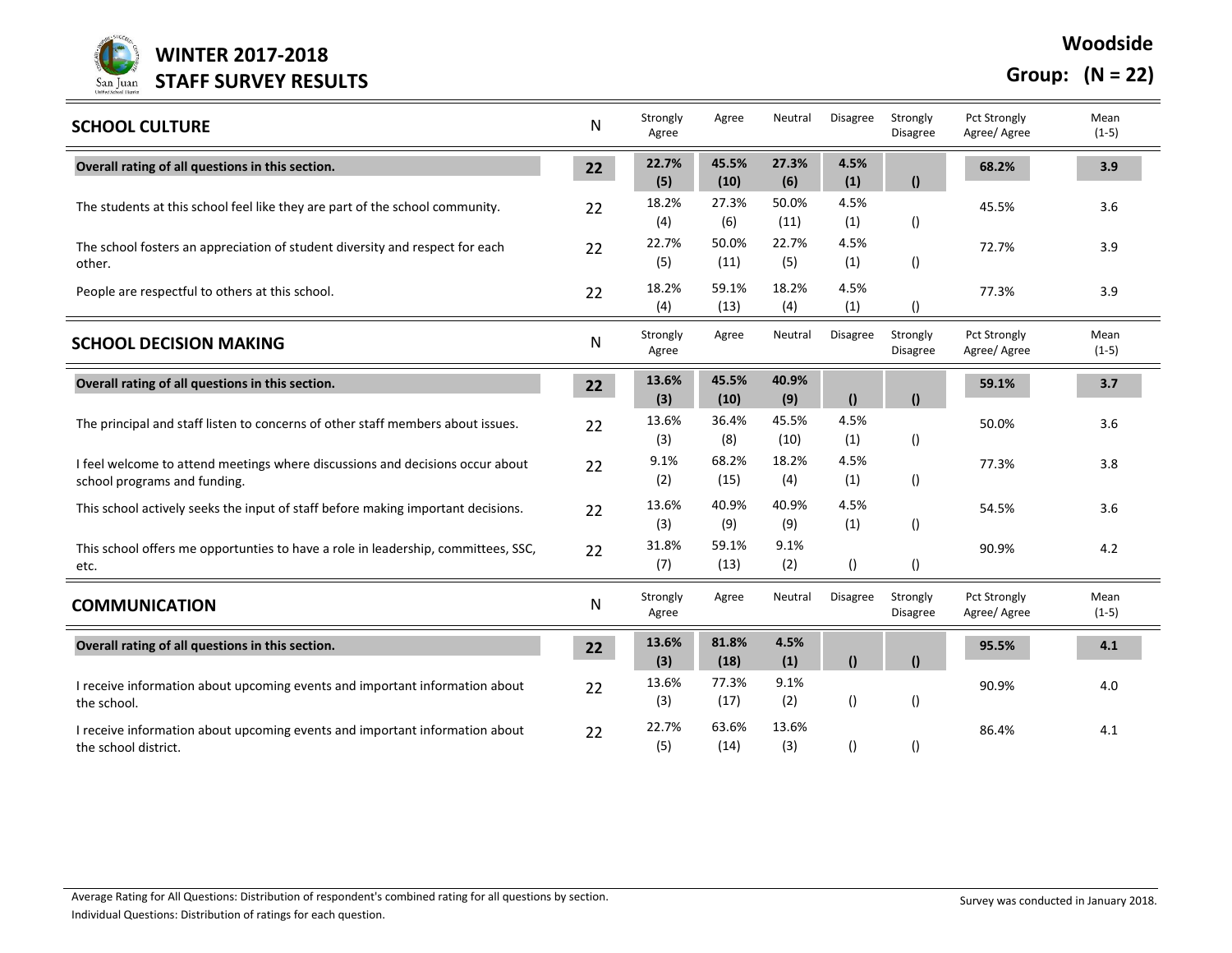# WINTER 2017-2018 STAFF SURVEY RESULTS

**Woodside**

**Group: (N = 22)**

| SCHOOL CULTURE | N | Strongly Agree | Agree | Neutral | Disagree | Strongly Disagree | Pct Strongly Agree/ Agree | Mean (1-5) |
|---|---|---|---|---|---|---|---|---|
| **Overall rating of all questions in this section.** | **22** | **22.7% (5)** | **45.5% (10)** | **27.3% (6)** | **4.5% (1)** | **()** | **68.2%** | **3.9** |
| The students at this school feel like they are part of the school community. | 22 | 18.2% (4) | 27.3% (6) | 50.0% (11) | 4.5% (1) | () | 45.5% | 3.6 |
| The school fosters an appreciation of student diversity and respect for each other. | 22 | 22.7% (5) | 50.0% (11) | 22.7% (5) | 4.5% (1) | () | 72.7% | 3.9 |
| People are respectful to others at this school. | 22 | 18.2% (4) | 59.1% (13) | 18.2% (4) | 4.5% (1) | () | 77.3% | 3.9 |

| SCHOOL DECISION MAKING | N | Strongly Agree | Agree | Neutral | Disagree | Strongly Disagree | Pct Strongly Agree/ Agree | Mean (1-5) |
|---|---|---|---|---|---|---|---|---|
| **Overall rating of all questions in this section.** | **22** | **13.6% (3)** | **45.5% (10)** | **40.9% (9)** | **()** | **()** | **59.1%** | **3.7** |
| The principal and staff listen to concerns of other staff members about issues. | 22 | 13.6% (3) | 36.4% (8) | 45.5% (10) | 4.5% (1) | () | 50.0% | 3.6 |
| I feel welcome to attend meetings where discussions and decisions occur about school programs and funding. | 22 | 9.1% (2) | 68.2% (15) | 18.2% (4) | 4.5% (1) | () | 77.3% | 3.8 |
| This school actively seeks the input of staff before making important decisions. | 22 | 13.6% (3) | 40.9% (9) | 40.9% (9) | 4.5% (1) | () | 54.5% | 3.6 |
| This school offers me opportunties to have a role in leadership, committees, SSC, etc. | 22 | 31.8% (7) | 59.1% (13) | 9.1% (2) | () | () | 90.9% | 4.2 |

| COMMUNICATION | N | Strongly Agree | Agree | Neutral | Disagree | Strongly Disagree | Pct Strongly Agree/ Agree | Mean (1-5) |
|---|---|---|---|---|---|---|---|---|
| **Overall rating of all questions in this section.** | **22** | **13.6% (3)** | **81.8% (18)** | **4.5% (1)** | **()** | **()** | **95.5%** | **4.1** |
| I receive information about upcoming events and important information about the school. | 22 | 13.6% (3) | 77.3% (17) | 9.1% (2) | () | () | 90.9% | 4.0 |
| I receive information about upcoming events and important information about the school district. | 22 | 22.7% (5) | 63.6% (14) | 13.6% (3) | () | () | 86.4% | 4.1 |

Average Rating for All Questions: Distribution of respondent's combined rating for all questions by section.
Individual Questions: Distribution of ratings for each question.

Survey was conducted in January 2018.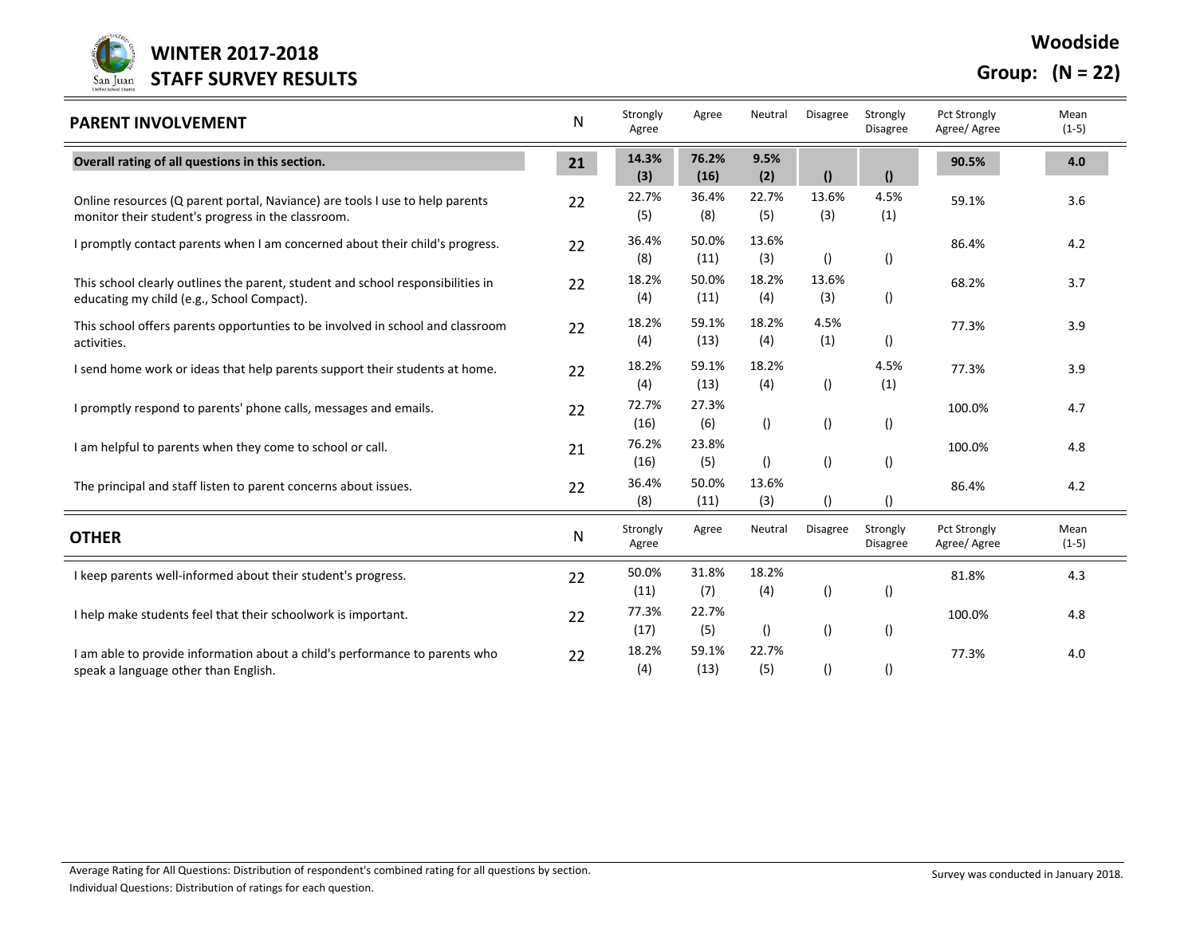# WINTER 2017-2018 STAFF SURVEY RESULTS

**Woodside**

**Group: (N = 22)**

| PARENT INVOLVEMENT | N | Strongly Agree | Agree | Neutral | Disagree | Strongly Disagree | Pct Strongly Agree/ Agree | Mean (1-5) |
|---|---|---|---|---|---|---|---|---|
| **Overall rating of all questions in this section.** | **21** | **14.3% (3)** | **76.2% (16)** | **9.5% (2)** | **()** | **()** | **90.5%** | **4.0** |
| Online resources (Q parent portal, Naviance) are tools I use to help parents monitor their student's progress in the classroom. | 22 | 22.7% (5) | 36.4% (8) | 22.7% (5) | 13.6% (3) | 4.5% (1) | 59.1% | 3.6 |
| I promptly contact parents when I am concerned about their child's progress. | 22 | 36.4% (8) | 50.0% (11) | 13.6% (3) | () | () | 86.4% | 4.2 |
| This school clearly outlines the parent, student and school responsibilities in educating my child (e.g., School Compact). | 22 | 18.2% (4) | 50.0% (11) | 18.2% (4) | 13.6% (3) | () | 68.2% | 3.7 |
| This school offers parents opportunties to be involved in school and classroom activities. | 22 | 18.2% (4) | 59.1% (13) | 18.2% (4) | 4.5% (1) | () | 77.3% | 3.9 |
| I send home work or ideas that help parents support their students at home. | 22 | 18.2% (4) | 59.1% (13) | 18.2% (4) | () | 4.5% (1) | 77.3% | 3.9 |
| I promptly respond to parents' phone calls, messages and emails. | 22 | 72.7% (16) | 27.3% (6) | () | () | () | 100.0% | 4.7 |
| I am helpful to parents when they come to school or call. | 21 | 76.2% (16) | 23.8% (5) | () | () | () | 100.0% | 4.8 |
| The principal and staff listen to parent concerns about issues. | 22 | 36.4% (8) | 50.0% (11) | 13.6% (3) | () | () | 86.4% | 4.2 |

| OTHER | N | Strongly Agree | Agree | Neutral | Disagree | Strongly Disagree | Pct Strongly Agree/ Agree | Mean (1-5) |
|---|---|---|---|---|---|---|---|---|
| I keep parents well-informed about their student's progress. | 22 | 50.0% (11) | 31.8% (7) | 18.2% (4) | () | () | 81.8% | 4.3 |
| I help make students feel that their schoolwork is important. | 22 | 77.3% (17) | 22.7% (5) | () | () | () | 100.0% | 4.8 |
| I am able to provide information about a child's performance to parents who speak a language other than English. | 22 | 18.2% (4) | 59.1% (13) | 22.7% (5) | () | () | 77.3% | 4.0 |

Average Rating for All Questions: Distribution of respondent's combined rating for all questions by section.
Individual Questions: Distribution of ratings for each question.

Survey was conducted in January 2018.